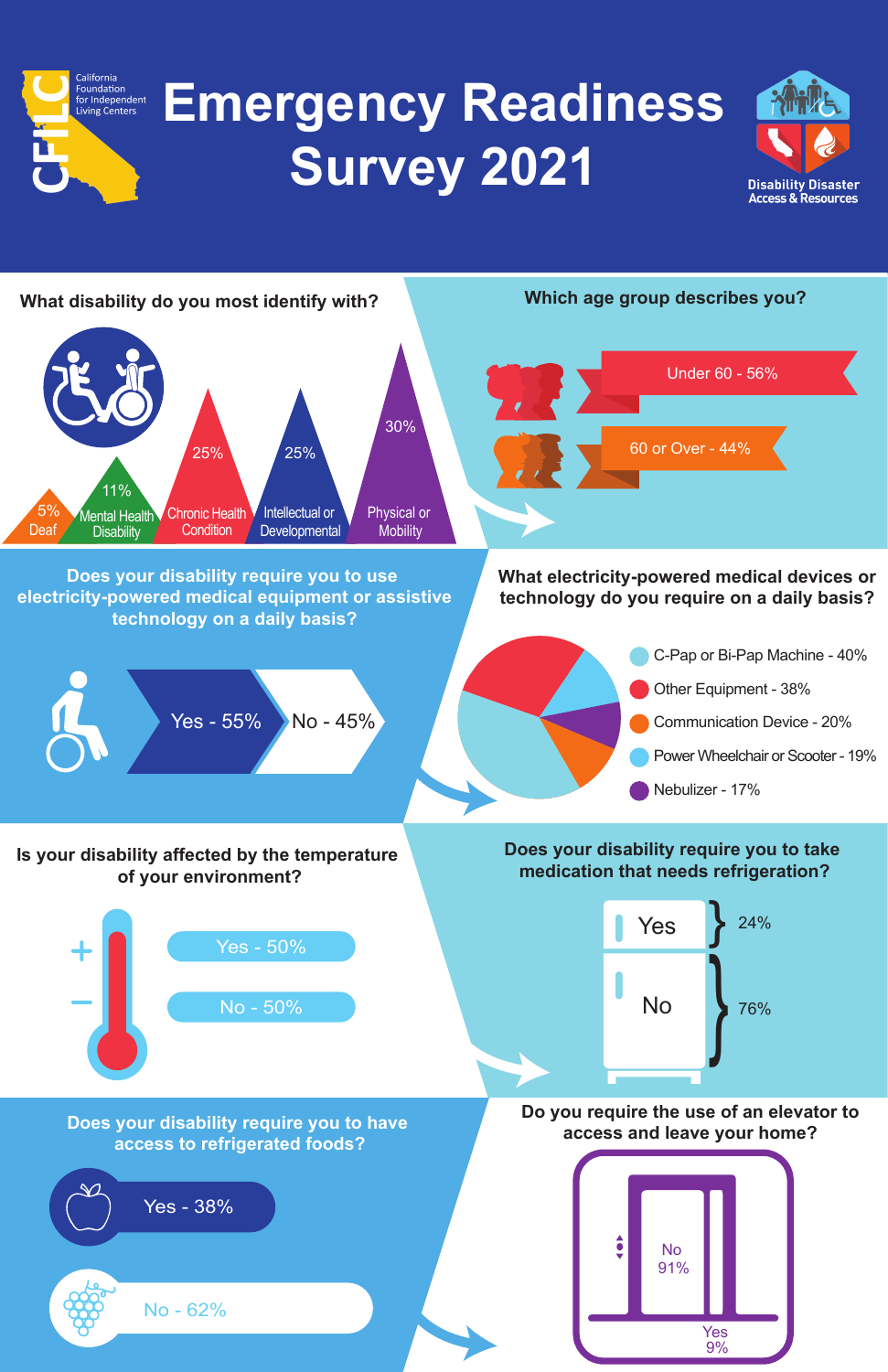California Foundation for Independent Living Centers (CFILC)

# Emergency Readiness Survey 2021

Disability Disaster Access & Resources

## What disability do you most identify with?

- 5% Deaf
- 11% Mental Health Disability
- 25% Chronic Health Condition
- 25% Intellectual or Developmental
- 30% Physical or Mobility

## Which age group describes you?

- Under 60 - 56%
- 60 or Over - 44%

## Does your disability require you to use electricity-powered medical equipment or assistive technology on a daily basis?

- Yes - 55%
- No - 45%

## What electricity-powered medical devices or technology do you require on a daily basis?

- C-Pap or Bi-Pap Machine - 40%
- Other Equipment - 38%
- Communication Device - 20%
- Power Wheelchair or Scooter - 19%
- Nebulizer - 17%

## Is your disability affected by the temperature of your environment?

- Yes - 50%
- No - 50%

## Does your disability require you to take medication that needs refrigeration?

- Yes 24%
- No 76%

## Does your disability require you to have access to refrigerated foods?

- Yes - 38%
- No - 62%

## Do you require the use of an elevator to access and leave your home?

- No 91%
- Yes 9%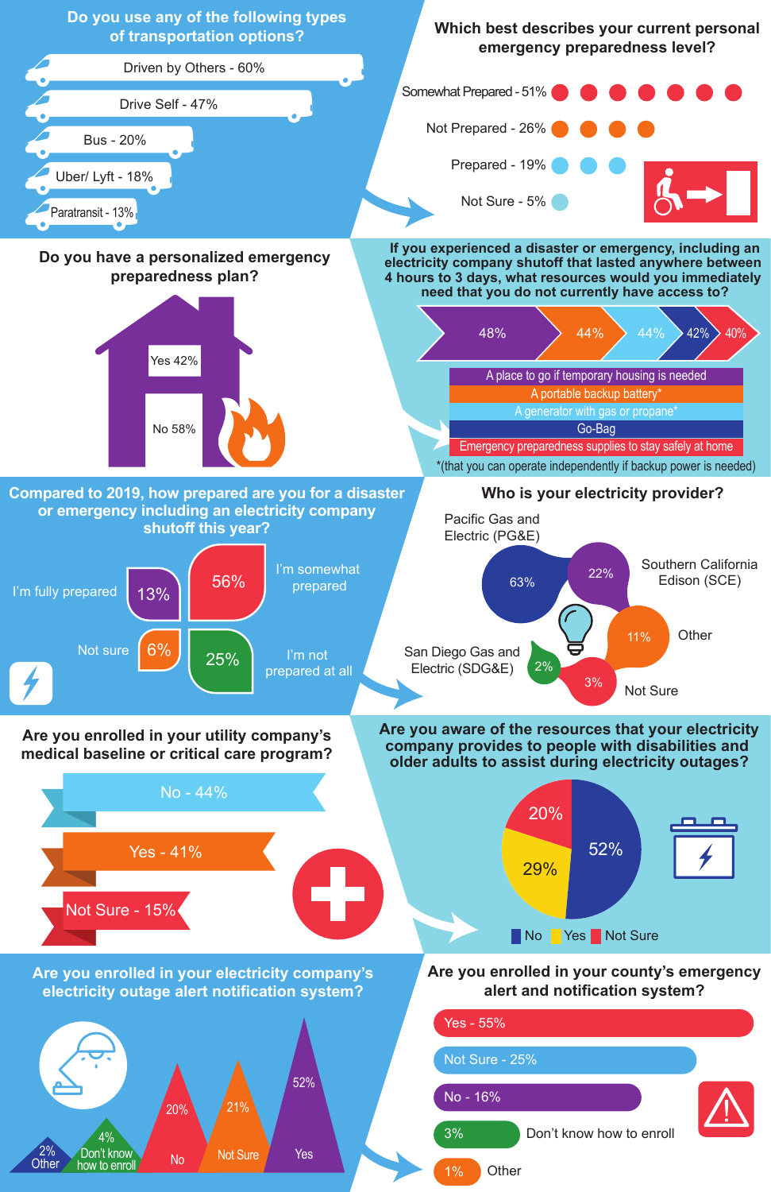## Do you use any of the following types of transportation options?

Driven by Others - 60%

Drive Self - 47%

Bus - 20%

Uber/ Lyft - 18%

Paratransit - 13%

## Which best describes your current personal emergency preparedness level?

Somewhat Prepared - 51%

Not Prepared - 26%

Prepared - 19%

Not Sure - 5%

## Do you have a personalized emergency preparedness plan?

Yes 42%

No 58%

## If you experienced a disaster or emergency, including an electricity company shutoff that lasted anywhere between 4 hours to 3 days, what resources would you immediately need that you do not currently have access to?

48%
44%
44%
42%
40%

A place to go if temporary housing is needed

A portable backup battery*

A generator with gas or propane*

Go-Bag

Emergency preparedness supplies to stay safely at home

*(that you can operate independently if backup power is needed)

## Compared to 2019, how prepared are you for a disaster or emergency including an electricity company shutoff this year?

I'm fully prepared 13%

56% I'm somewhat prepared

Not sure 6%

25% I'm not prepared at all

## Who is your electricity provider?

Pacific Gas and Electric (PG&E) 63%

Southern California Edison (SCE) 22%

Other 11%

San Diego Gas and Electric (SDG&E) 2%

Not Sure 3%

## Are you enrolled in your utility company's medical baseline or critical care program?

No - 44%

Yes - 41%

Not Sure - 15%

## Are you aware of the resources that your electricity company provides to people with disabilities and older adults to assist during electricity outages?

20%
52%
29%

No Yes Not Sure

## Are you enrolled in your electricity company's electricity outage alert notification system?

2% Other

4% Don't know how to enroll

20% No

21% Not Sure

52% Yes

## Are you enrolled in your county's emergency alert and notification system?

Yes - 55%

Not Sure - 25%

No - 16%

3% Don't know how to enroll

1% Other